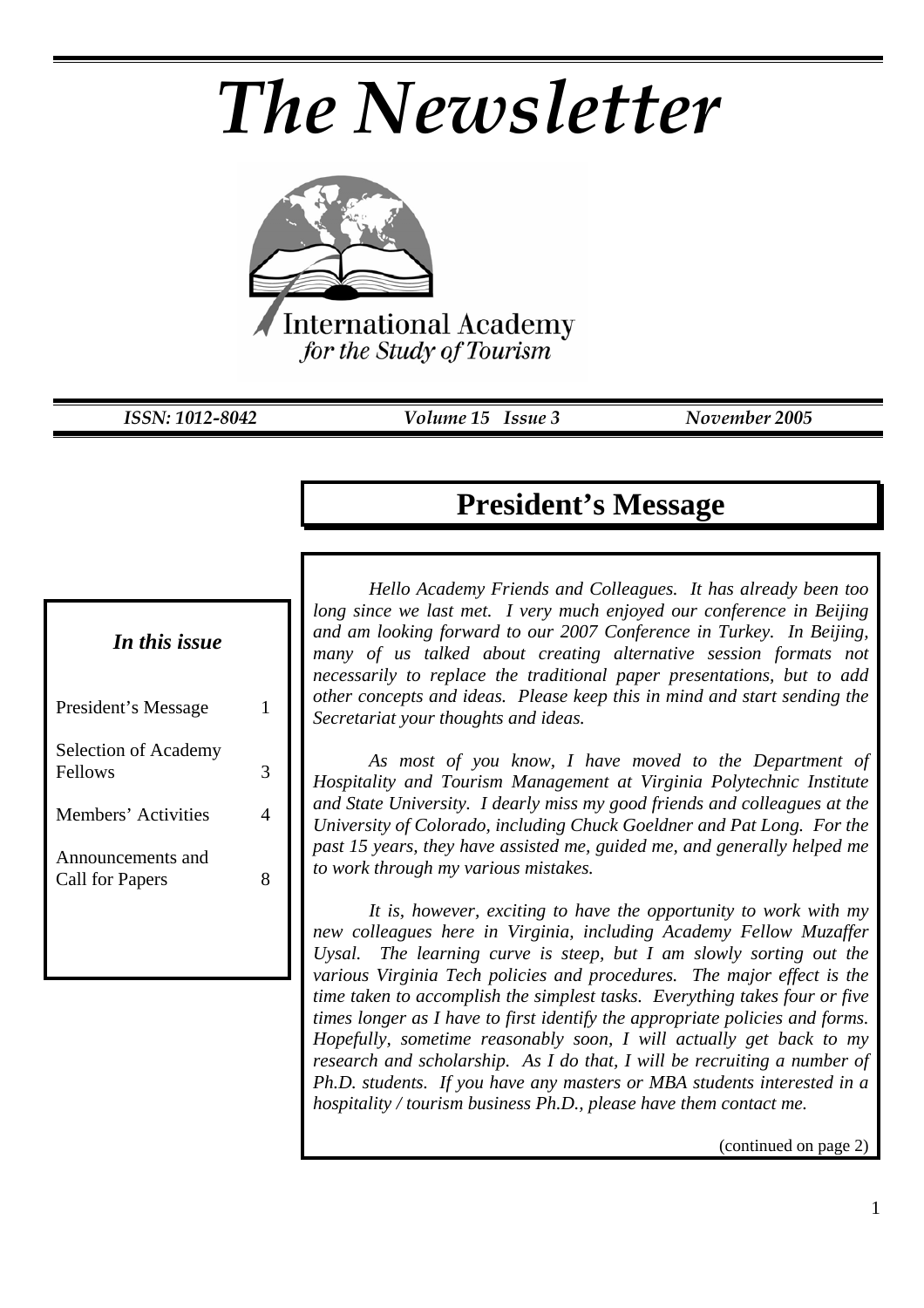# The Newsletter

International Academy
*for the Study of Tourism*

*ISSN: 1012-8042* | *Volume 15 Issue 3* | *November 2005*

### *In this issue*

| | |
|---|---|
| President's Message | 1 |
| Selection of Academy Fellows | 3 |
| Members' Activities | 4 |
| Announcements and Call for Papers | 8 |

## President's Message

*Hello Academy Friends and Colleagues. It has already been too long since we last met. I very much enjoyed our conference in Beijing and am looking forward to our 2007 Conference in Turkey. In Beijing, many of us talked about creating alternative session formats not necessarily to replace the traditional paper presentations, but to add other concepts and ideas. Please keep this in mind and start sending the Secretariat your thoughts and ideas.*

*As most of you know, I have moved to the Department of Hospitality and Tourism Management at Virginia Polytechnic Institute and State University. I dearly miss my good friends and colleagues at the University of Colorado, including Chuck Goeldner and Pat Long. For the past 15 years, they have assisted me, guided me, and generally helped me to work through my various mistakes.*

*It is, however, exciting to have the opportunity to work with my new colleagues here in Virginia, including Academy Fellow Muzaffer Uysal. The learning curve is steep, but I am slowly sorting out the various Virginia Tech policies and procedures. The major effect is the time taken to accomplish the simplest tasks. Everything takes four or five times longer as I have to first identify the appropriate policies and forms. Hopefully, sometime reasonably soon, I will actually get back to my research and scholarship. As I do that, I will be recruiting a number of Ph.D. students. If you have any masters or MBA students interested in a hospitality / tourism business Ph.D., please have them contact me.*

(continued on page 2)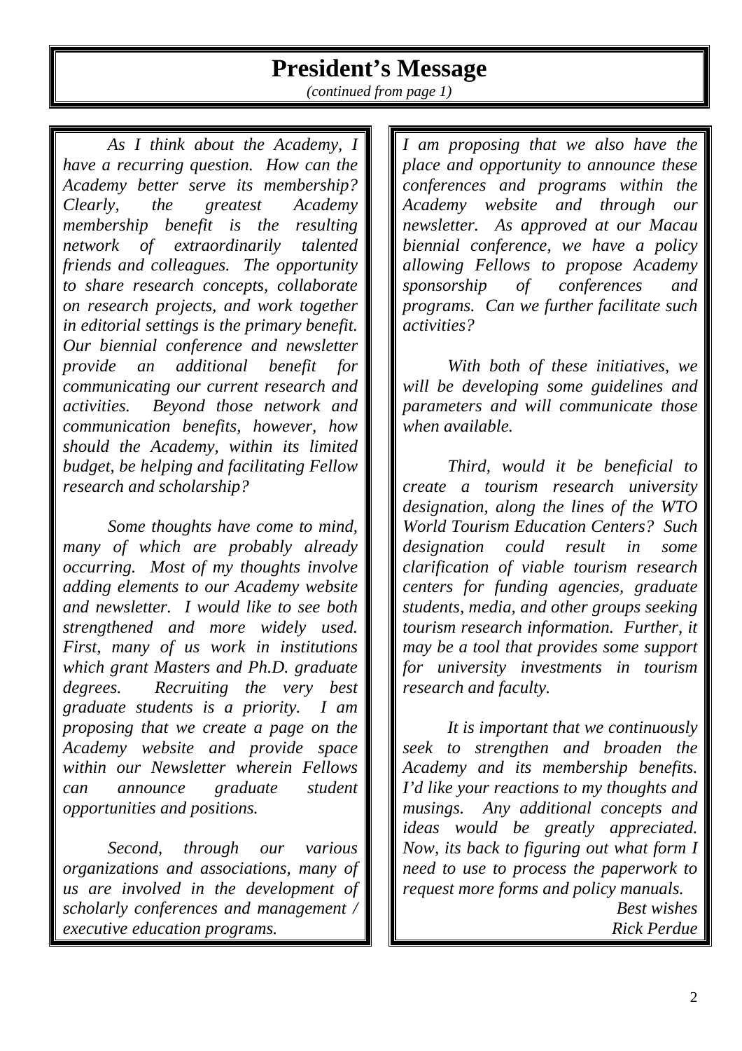# President's Message

*(continued from page 1)*

*As I think about the Academy, I have a recurring question. How can the Academy better serve its membership? Clearly, the greatest Academy membership benefit is the resulting network of extraordinarily talented friends and colleagues. The opportunity to share research concepts, collaborate on research projects, and work together in editorial settings is the primary benefit. Our biennial conference and newsletter provide an additional benefit for communicating our current research and activities. Beyond those network and communication benefits, however, how should the Academy, within its limited budget, be helping and facilitating Fellow research and scholarship?*

*Some thoughts have come to mind, many of which are probably already occurring. Most of my thoughts involve adding elements to our Academy website and newsletter. I would like to see both strengthened and more widely used. First, many of us work in institutions which grant Masters and Ph.D. graduate degrees. Recruiting the very best graduate students is a priority. I am proposing that we create a page on the Academy website and provide space within our Newsletter wherein Fellows can announce graduate student opportunities and positions.*

*Second, through our various organizations and associations, many of us are involved in the development of scholarly conferences and management / executive education programs. I am proposing that we also have the place and opportunity to announce these conferences and programs within the Academy website and through our newsletter. As approved at our Macau biennial conference, we have a policy allowing Fellows to propose Academy sponsorship of conferences and programs. Can we further facilitate such activities?*

*With both of these initiatives, we will be developing some guidelines and parameters and will communicate those when available.*

*Third, would it be beneficial to create a tourism research university designation, along the lines of the WTO World Tourism Education Centers? Such designation could result in some clarification of viable tourism research centers for funding agencies, graduate students, media, and other groups seeking tourism research information. Further, it may be a tool that provides some support for university investments in tourism research and faculty.*

*It is important that we continuously seek to strengthen and broaden the Academy and its membership benefits. I'd like your reactions to my thoughts and musings. Any additional concepts and ideas would be greatly appreciated. Now, its back to figuring out what form I need to use to process the paperwork to request more forms and policy manuals.*

*Best wishes*

*Rick Perdue*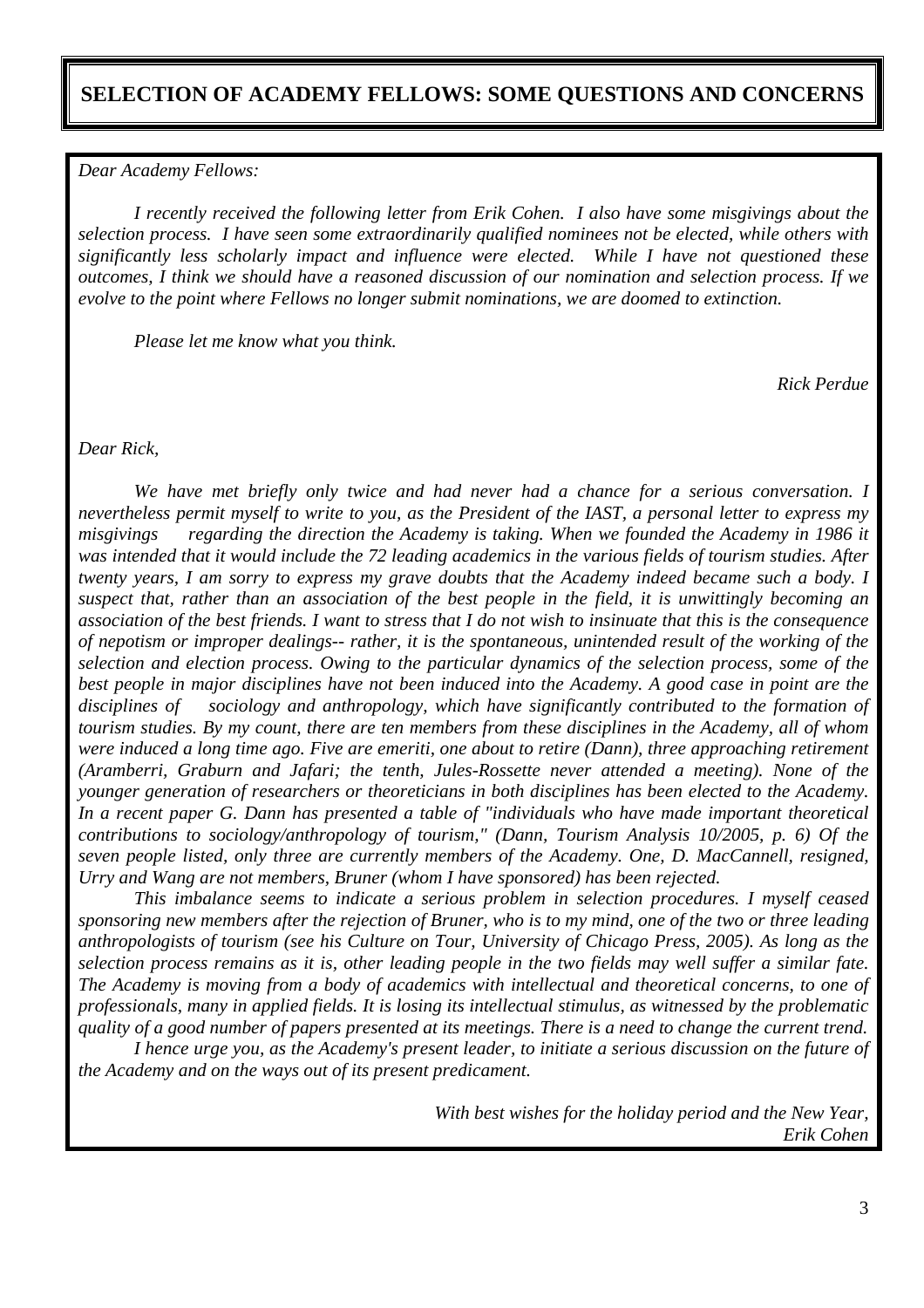# SELECTION OF ACADEMY FELLOWS: SOME QUESTIONS AND CONCERNS

*Dear Academy Fellows:*

*I recently received the following letter from Erik Cohen. I also have some misgivings about the selection process. I have seen some extraordinarily qualified nominees not be elected, while others with significantly less scholarly impact and influence were elected. While I have not questioned these outcomes, I think we should have a reasoned discussion of our nomination and selection process. If we evolve to the point where Fellows no longer submit nominations, we are doomed to extinction.*

*Please let me know what you think.*

*Rick Perdue*

*Dear Rick,*

*We have met briefly only twice and had never had a chance for a serious conversation. I nevertheless permit myself to write to you, as the President of the IAST, a personal letter to express my misgivings regarding the direction the Academy is taking. When we founded the Academy in 1986 it was intended that it would include the 72 leading academics in the various fields of tourism studies. After twenty years, I am sorry to express my grave doubts that the Academy indeed became such a body. I suspect that, rather than an association of the best people in the field, it is unwittingly becoming an association of the best friends. I want to stress that I do not wish to insinuate that this is the consequence of nepotism or improper dealings-- rather, it is the spontaneous, unintended result of the working of the selection and election process. Owing to the particular dynamics of the selection process, some of the best people in major disciplines have not been induced into the Academy. A good case in point are the disciplines of sociology and anthropology, which have significantly contributed to the formation of tourism studies. By my count, there are ten members from these disciplines in the Academy, all of whom were induced a long time ago. Five are emeriti, one about to retire (Dann), three approaching retirement (Aramberri, Graburn and Jafari; the tenth, Jules-Rossette never attended a meeting). None of the younger generation of researchers or theoreticians in both disciplines has been elected to the Academy. In a recent paper G. Dann has presented a table of "individuals who have made important theoretical contributions to sociology/anthropology of tourism," (Dann, Tourism Analysis 10/2005, p. 6) Of the seven people listed, only three are currently members of the Academy. One, D. MacCannell, resigned, Urry and Wang are not members, Bruner (whom I have sponsored) has been rejected.*

*This imbalance seems to indicate a serious problem in selection procedures. I myself ceased sponsoring new members after the rejection of Bruner, who is to my mind, one of the two or three leading anthropologists of tourism (see his Culture on Tour, University of Chicago Press, 2005). As long as the selection process remains as it is, other leading people in the two fields may well suffer a similar fate. The Academy is moving from a body of academics with intellectual and theoretical concerns, to one of professionals, many in applied fields. It is losing its intellectual stimulus, as witnessed by the problematic quality of a good number of papers presented at its meetings. There is a need to change the current trend.*

*I hence urge you, as the Academy's present leader, to initiate a serious discussion on the future of the Academy and on the ways out of its present predicament.*

*With best wishes for the holiday period and the New Year,*
*Erik Cohen*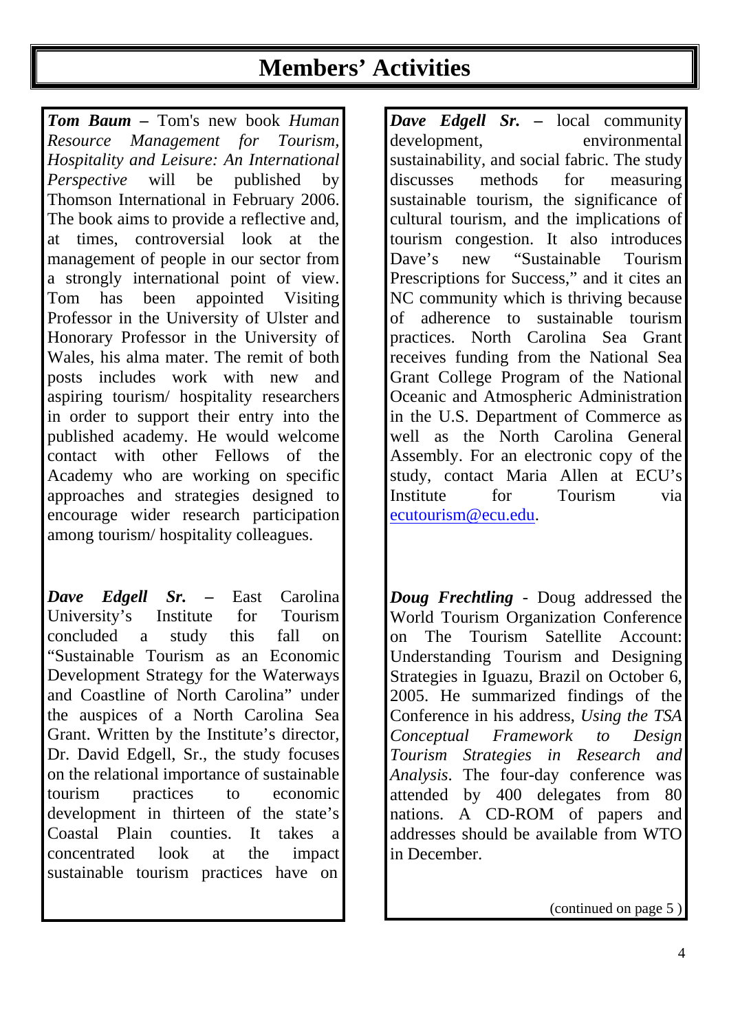# Members' Activities

***Tom Baum*** **–** Tom's new book *Human Resource Management for Tourism, Hospitality and Leisure: An International Perspective* will be published by Thomson International in February 2006. The book aims to provide a reflective and, at times, controversial look at the management of people in our sector from a strongly international point of view. Tom has been appointed Visiting Professor in the University of Ulster and Honorary Professor in the University of Wales, his alma mater. The remit of both posts includes work with new and aspiring tourism/ hospitality researchers in order to support their entry into the published academy. He would welcome contact with other Fellows of the Academy who are working on specific approaches and strategies designed to encourage wider research participation among tourism/ hospitality colleagues.

***Dave Edgell Sr.*** **–** East Carolina University's Institute for Tourism concluded a study this fall on "Sustainable Tourism as an Economic Development Strategy for the Waterways and Coastline of North Carolina" under the auspices of a North Carolina Sea Grant. Written by the Institute's director, Dr. David Edgell, Sr., the study focuses on the relational importance of sustainable tourism practices to economic development in thirteen of the state's Coastal Plain counties. It takes a concentrated look at the impact sustainable tourism practices have on local community development, environmental sustainability, and social fabric. The study discusses methods for measuring sustainable tourism, the significance of cultural tourism, and the implications of tourism congestion. It also introduces Dave's new "Sustainable Tourism Prescriptions for Success," and it cites an NC community which is thriving because of adherence to sustainable tourism practices. North Carolina Sea Grant receives funding from the National Sea Grant College Program of the National Oceanic and Atmospheric Administration in the U.S. Department of Commerce as well as the North Carolina General Assembly. For an electronic copy of the study, contact Maria Allen at ECU's Institute for Tourism via ecutourism@ecu.edu.

***Doug Frechtling*** - Doug addressed the World Tourism Organization Conference on The Tourism Satellite Account: Understanding Tourism and Designing Strategies in Iguazu, Brazil on October 6, 2005. He summarized findings of the Conference in his address, *Using the TSA Conceptual Framework to Design Tourism Strategies in Research and Analysis*. The four-day conference was attended by 400 delegates from 80 nations. A CD-ROM of papers and addresses should be available from WTO in December.

(continued on page 5 )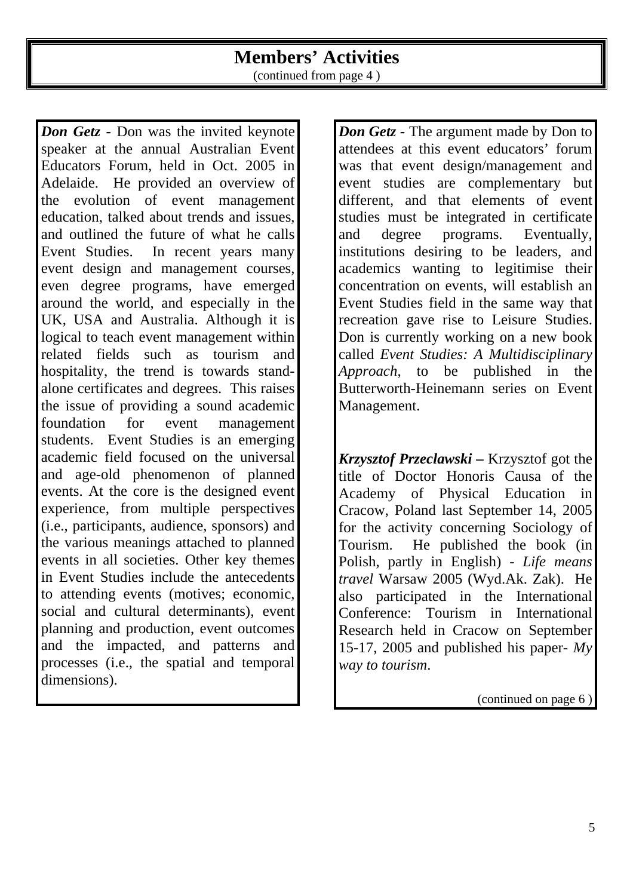# Members' Activities

(continued from page 4 )

***Don Getz*** - Don was the invited keynote speaker at the annual Australian Event Educators Forum, held in Oct. 2005 in Adelaide. He provided an overview of the evolution of event management education, talked about trends and issues, and outlined the future of what he calls Event Studies. In recent years many event design and management courses, even degree programs, have emerged around the world, and especially in the UK, USA and Australia. Although it is logical to teach event management within related fields such as tourism and hospitality, the trend is towards stand-alone certificates and degrees. This raises the issue of providing a sound academic foundation for event management students. Event Studies is an emerging academic field focused on the universal and age-old phenomenon of planned events. At the core is the designed event experience, from multiple perspectives (i.e., participants, audience, sponsors) and the various meanings attached to planned events in all societies. Other key themes in Event Studies include the antecedents to attending events (motives; economic, social and cultural determinants), event planning and production, event outcomes and the impacted, and patterns and processes (i.e., the spatial and temporal dimensions).

***Don Getz*** - The argument made by Don to attendees at this event educators' forum was that event design/management and event studies are complementary but different, and that elements of event studies must be integrated in certificate and degree programs. Eventually, institutions desiring to be leaders, and academics wanting to legitimise their concentration on events, will establish an Event Studies field in the same way that recreation gave rise to Leisure Studies. Don is currently working on a new book called *Event Studies: A Multidisciplinary Approach*, to be published in the Butterworth-Heinemann series on Event Management.

***Krzysztof Przeclawski*** **–** Krzysztof got the title of Doctor Honoris Causa of the Academy of Physical Education in Cracow, Poland last September 14, 2005 for the activity concerning Sociology of Tourism. He published the book (in Polish, partly in English) - *Life means travel* Warsaw 2005 (Wyd.Ak. Zak). He also participated in the International Conference: Tourism in International Research held in Cracow on September 15-17, 2005 and published his paper- *My way to tourism*.

(continued on page 6 )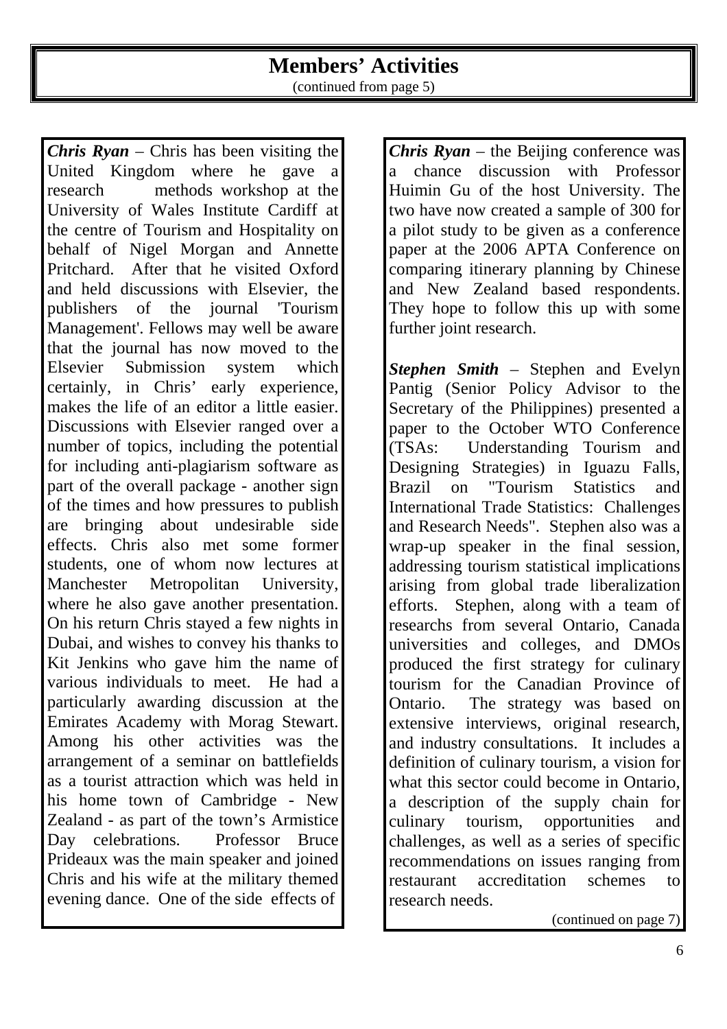## Members' Activities

(continued from page 5)

***Chris Ryan*** – Chris has been visiting the United Kingdom where he gave a research methods workshop at the University of Wales Institute Cardiff at the centre of Tourism and Hospitality on behalf of Nigel Morgan and Annette Pritchard. After that he visited Oxford and held discussions with Elsevier, the publishers of the journal 'Tourism Management'. Fellows may well be aware that the journal has now moved to the Elsevier Submission system which certainly, in Chris' early experience, makes the life of an editor a little easier. Discussions with Elsevier ranged over a number of topics, including the potential for including anti-plagiarism software as part of the overall package - another sign of the times and how pressures to publish are bringing about undesirable side effects. Chris also met some former students, one of whom now lectures at Manchester Metropolitan University, where he also gave another presentation. On his return Chris stayed a few nights in Dubai, and wishes to convey his thanks to Kit Jenkins who gave him the name of various individuals to meet. He had a particularly awarding discussion at the Emirates Academy with Morag Stewart. Among his other activities was the arrangement of a seminar on battlefields as a tourist attraction which was held in his home town of Cambridge - New Zealand - as part of the town's Armistice Day celebrations. Professor Bruce Prideaux was the main speaker and joined Chris and his wife at the military themed evening dance. One of the side effects of

***Chris Ryan*** – the Beijing conference was a chance discussion with Professor Huimin Gu of the host University. The two have now created a sample of 300 for a pilot study to be given as a conference paper at the 2006 APTA Conference on comparing itinerary planning by Chinese and New Zealand based respondents. They hope to follow this up with some further joint research.

***Stephen Smith*** – Stephen and Evelyn Pantig (Senior Policy Advisor to the Secretary of the Philippines) presented a paper to the October WTO Conference (TSAs: Understanding Tourism and Designing Strategies) in Iguazu Falls, Brazil on "Tourism Statistics and International Trade Statistics: Challenges and Research Needs". Stephen also was a wrap-up speaker in the final session, addressing tourism statistical implications arising from global trade liberalization efforts. Stephen, along with a team of researchs from several Ontario, Canada universities and colleges, and DMOs produced the first strategy for culinary tourism for the Canadian Province of Ontario. The strategy was based on extensive interviews, original research, and industry consultations. It includes a definition of culinary tourism, a vision for what this sector could become in Ontario, a description of the supply chain for culinary tourism, opportunities and challenges, as well as a series of specific recommendations on issues ranging from restaurant accreditation schemes to research needs.

(continued on page 7)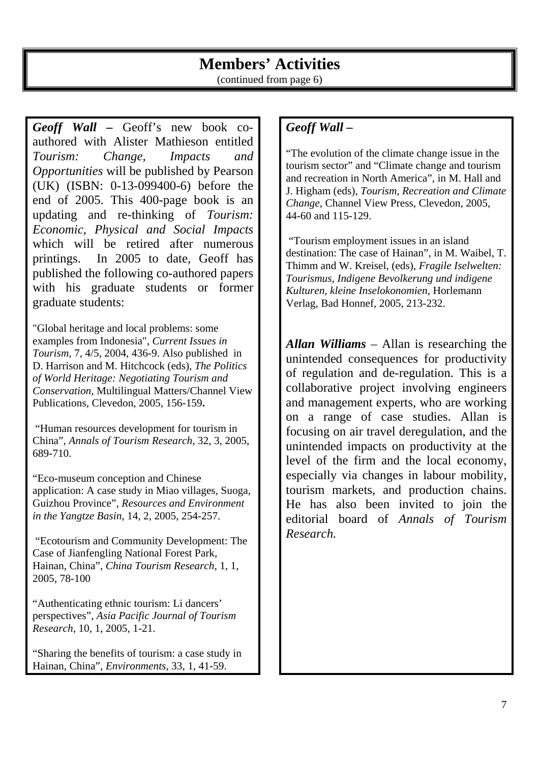# Members' Activities

(continued from page 6)

***Geoff Wall*** **–** Geoff's new book co-authored with Alister Mathieson entitled *Tourism: Change, Impacts and Opportunities* will be published by Pearson (UK) (ISBN: 0-13-099400-6) before the end of 2005. This 400-page book is an updating and re-thinking of *Tourism: Economic, Physical and Social Impacts* which will be retired after numerous printings. In 2005 to date, Geoff has published the following co-authored papers with his graduate students or former graduate students:

"Global heritage and local problems: some examples from Indonesia", *Current Issues in Tourism*, 7, 4/5, 2004, 436-9. Also published in D. Harrison and M. Hitchcock (eds), *The Politics of World Heritage: Negotiating Tourism and Conservation*, Multilingual Matters/Channel View Publications, Clevedon, 2005, 156-159**.**

"Human resources development for tourism in China", *Annals of Tourism Research*, 32, 3, 2005, 689-710.

"Eco-museum conception and Chinese application: A case study in Miao villages, Suoga, Guizhou Province", *Resources and Environment in the Yangtze Basin*, 14, 2, 2005, 254-257.

"Ecotourism and Community Development: The Case of Jianfengling National Forest Park, Hainan, China", *China Tourism Research*, 1, 1, 2005, 78-100

"Authenticating ethnic tourism: Li dancers' perspectives", *Asia Pacific Journal of Tourism Research*, 10, 1, 2005, 1-21.

"Sharing the benefits of tourism: a case study in Hainan, China", *Environments*, 33, 1, 41-59.

***Geoff Wall –***

"The evolution of the climate change issue in the tourism sector" and "Climate change and tourism and recreation in North America", in M. Hall and J. Higham (eds), *Tourism, Recreation and Climate Change*, Channel View Press, Clevedon, 2005, 44-60 and 115-129.

"Tourism employment issues in an island destination: The case of Hainan", in M. Waibel, T. Thimm and W. Kreisel, (eds), *Fragile Iselwelten: Tourismus, Indigene Bevolkerung und indigene Kulturen, kleine Inselokonomien*, Horlemann Verlag, Bad Honnef, 2005, 213-232.

***Allan Williams*** – Allan is researching the unintended consequences for productivity of regulation and de-regulation. This is a collaborative project involving engineers and management experts, who are working on a range of case studies. Allan is focusing on air travel deregulation, and the unintended impacts on productivity at the level of the firm and the local economy, especially via changes in labour mobility, tourism markets, and production chains. He has also been invited to join the editorial board of *Annals of Tourism Research.*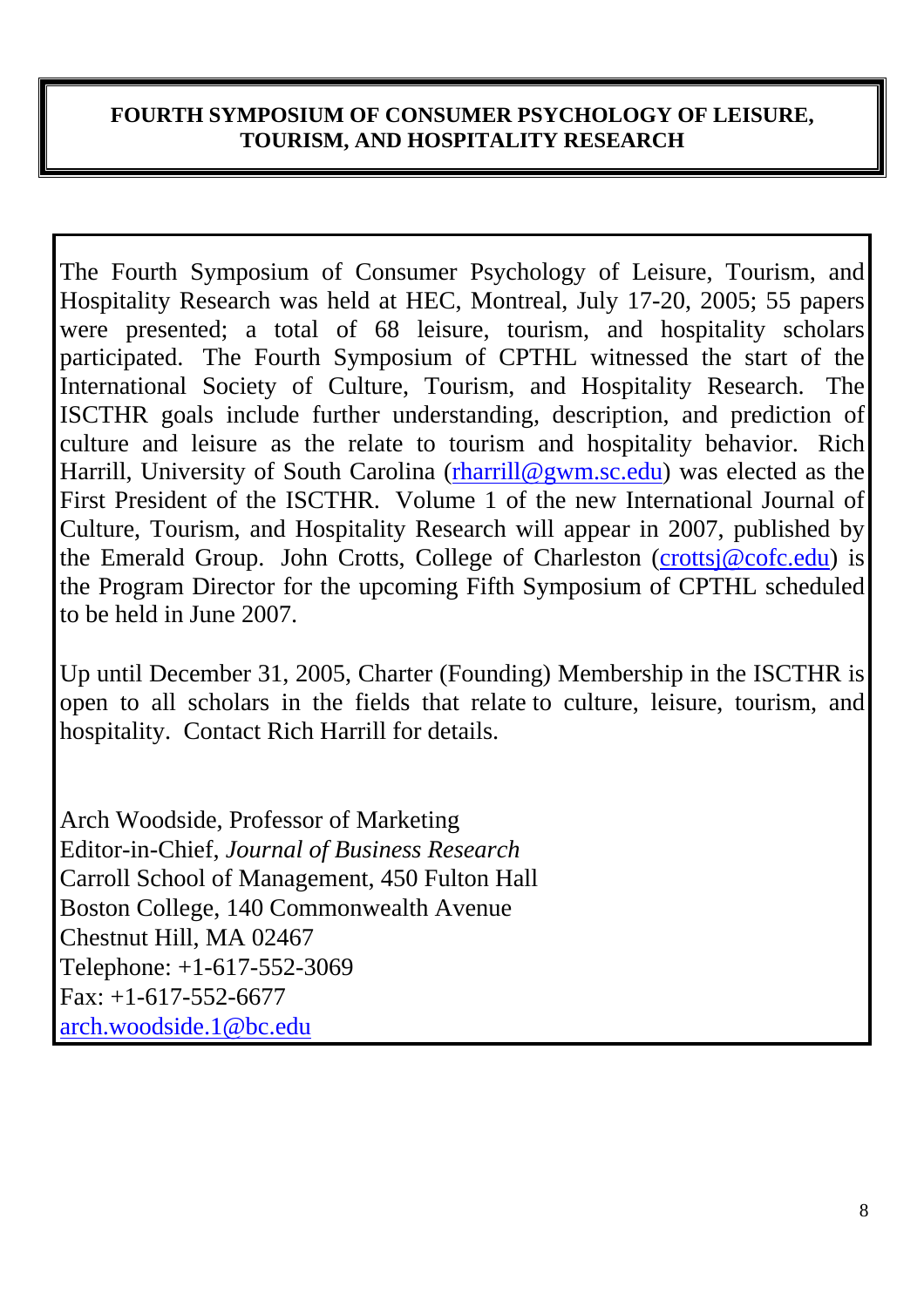## FOURTH SYMPOSIUM OF CONSUMER PSYCHOLOGY OF LEISURE, TOURISM, AND HOSPITALITY RESEARCH

The Fourth Symposium of Consumer Psychology of Leisure, Tourism, and Hospitality Research was held at HEC, Montreal, July 17-20, 2005; 55 papers were presented; a total of 68 leisure, tourism, and hospitality scholars participated. The Fourth Symposium of CPTHL witnessed the start of the International Society of Culture, Tourism, and Hospitality Research. The ISCTHR goals include further understanding, description, and prediction of culture and leisure as the relate to tourism and hospitality behavior. Rich Harrill, University of South Carolina (rharrill@gwm.sc.edu) was elected as the First President of the ISCTHR. Volume 1 of the new International Journal of Culture, Tourism, and Hospitality Research will appear in 2007, published by the Emerald Group. John Crotts, College of Charleston (crottsj@cofc.edu) is the Program Director for the upcoming Fifth Symposium of CPTHL scheduled to be held in June 2007.

Up until December 31, 2005, Charter (Founding) Membership in the ISCTHR is open to all scholars in the fields that relate to culture, leisure, tourism, and hospitality. Contact Rich Harrill for details.

Arch Woodside, Professor of Marketing
Editor-in-Chief, *Journal of Business Research*
Carroll School of Management, 450 Fulton Hall
Boston College, 140 Commonwealth Avenue
Chestnut Hill, MA 02467
Telephone: +1-617-552-3069
Fax: +1-617-552-6677
arch.woodside.1@bc.edu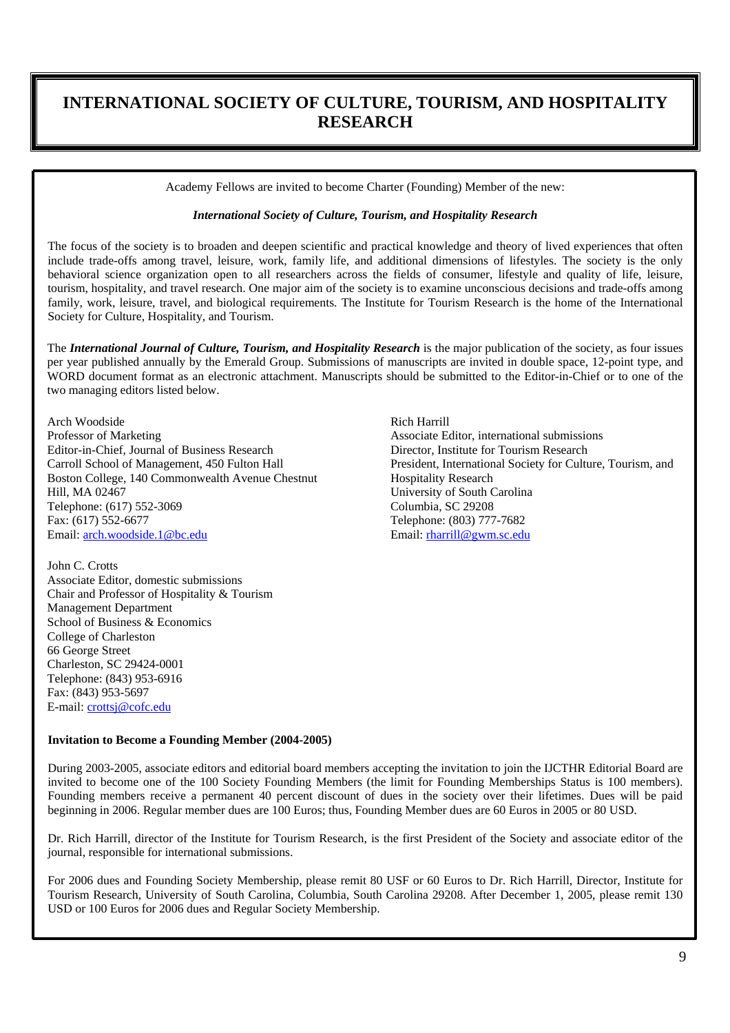# INTERNATIONAL SOCIETY OF CULTURE, TOURISM, AND HOSPITALITY RESEARCH

Academy Fellows are invited to become Charter (Founding) Member of the new:

***International Society of Culture, Tourism, and Hospitality Research***

The focus of the society is to broaden and deepen scientific and practical knowledge and theory of lived experiences that often include trade-offs among travel, leisure, work, family life, and additional dimensions of lifestyles. The society is the only behavioral science organization open to all researchers across the fields of consumer, lifestyle and quality of life, leisure, tourism, hospitality, and travel research. One major aim of the society is to examine unconscious decisions and trade-offs among family, work, leisure, travel, and biological requirements. The Institute for Tourism Research is the home of the International Society for Culture, Hospitality, and Tourism.

The ***International Journal of Culture, Tourism, and Hospitality Research*** is the major publication of the society, as four issues per year published annually by the Emerald Group. Submissions of manuscripts are invited in double space, 12-point type, and WORD document format as an electronic attachment. Manuscripts should be submitted to the Editor-in-Chief or to one of the two managing editors listed below.

Arch Woodside  
Professor of Marketing  
Editor-in-Chief, Journal of Business Research  
Carroll School of Management, 450 Fulton Hall  
Boston College, 140 Commonwealth Avenue Chestnut Hill, MA 02467  
Telephone: (617) 552-3069  
Fax: (617) 552-6677  
Email: arch.woodside.1@bc.edu

Rich Harrill  
Associate Editor, international submissions  
Director, Institute for Tourism Research  
President, International Society for Culture, Tourism, and Hospitality Research  
University of South Carolina  
Columbia, SC 29208  
Telephone: (803) 777-7682  
Email: rharrill@gwm.sc.edu

John C. Crotts  
Associate Editor, domestic submissions  
Chair and Professor of Hospitality & Tourism Management Department  
School of Business & Economics  
College of Charleston  
66 George Street  
Charleston, SC 29424-0001  
Telephone: (843) 953-6916  
Fax: (843) 953-5697  
E-mail: crottsj@cofc.edu

**Invitation to Become a Founding Member (2004-2005)**

During 2003-2005, associate editors and editorial board members accepting the invitation to join the IJCTHR Editorial Board are invited to become one of the 100 Society Founding Members (the limit for Founding Memberships Status is 100 members). Founding members receive a permanent 40 percent discount of dues in the society over their lifetimes. Dues will be paid beginning in 2006. Regular member dues are 100 Euros; thus, Founding Member dues are 60 Euros in 2005 or 80 USD.

Dr. Rich Harrill, director of the Institute for Tourism Research, is the first President of the Society and associate editor of the journal, responsible for international submissions.

For 2006 dues and Founding Society Membership, please remit 80 USF or 60 Euros to Dr. Rich Harrill, Director, Institute for Tourism Research, University of South Carolina, Columbia, South Carolina 29208. After December 1, 2005, please remit 130 USD or 100 Euros for 2006 dues and Regular Society Membership.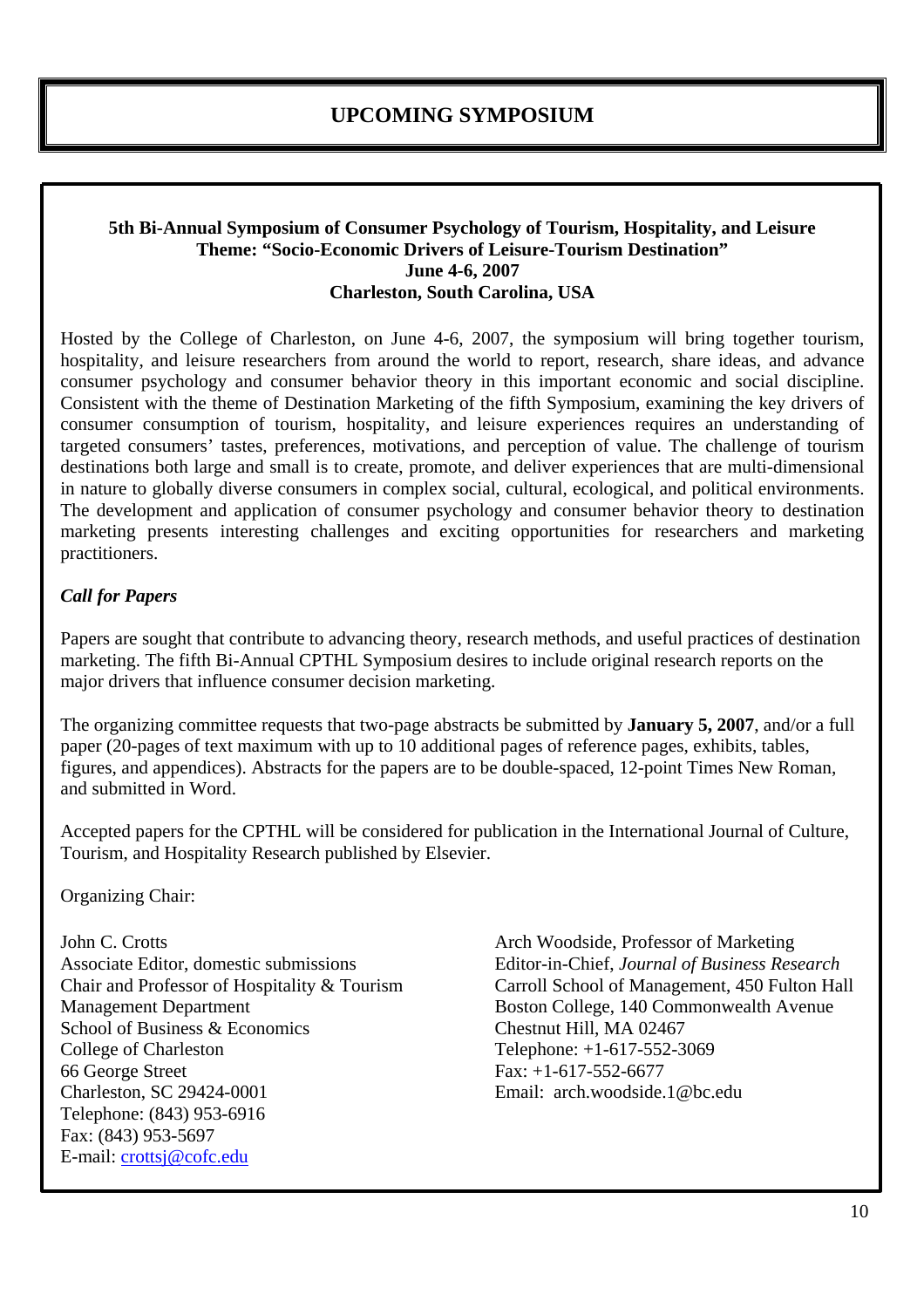# UPCOMING SYMPOSIUM

**5th Bi-Annual Symposium of Consumer Psychology of Tourism, Hospitality, and Leisure**
**Theme: "Socio-Economic Drivers of Leisure-Tourism Destination"**
**June 4-6, 2007**
**Charleston, South Carolina, USA**

Hosted by the College of Charleston, on June 4-6, 2007, the symposium will bring together tourism, hospitality, and leisure researchers from around the world to report, research, share ideas, and advance consumer psychology and consumer behavior theory in this important economic and social discipline. Consistent with the theme of Destination Marketing of the fifth Symposium, examining the key drivers of consumer consumption of tourism, hospitality, and leisure experiences requires an understanding of targeted consumers' tastes, preferences, motivations, and perception of value. The challenge of tourism destinations both large and small is to create, promote, and deliver experiences that are multi-dimensional in nature to globally diverse consumers in complex social, cultural, ecological, and political environments. The development and application of consumer psychology and consumer behavior theory to destination marketing presents interesting challenges and exciting opportunities for researchers and marketing practitioners.

***Call for Papers***

Papers are sought that contribute to advancing theory, research methods, and useful practices of destination marketing. The fifth Bi-Annual CPTHL Symposium desires to include original research reports on the major drivers that influence consumer decision marketing.

The organizing committee requests that two-page abstracts be submitted by **January 5, 2007**, and/or a full paper (20-pages of text maximum with up to 10 additional pages of reference pages, exhibits, tables, figures, and appendices). Abstracts for the papers are to be double-spaced, 12-point Times New Roman, and submitted in Word.

Accepted papers for the CPTHL will be considered for publication in the International Journal of Culture, Tourism, and Hospitality Research published by Elsevier.

Organizing Chair:

John C. Crotts
Associate Editor, domestic submissions
Chair and Professor of Hospitality & Tourism
Management Department
School of Business & Economics
College of Charleston
66 George Street
Charleston, SC 29424-0001
Telephone: (843) 953-6916
Fax: (843) 953-5697
E-mail: crottsj@cofc.edu

Arch Woodside, Professor of Marketing
Editor-in-Chief, *Journal of Business Research*
Carroll School of Management, 450 Fulton Hall
Boston College, 140 Commonwealth Avenue
Chestnut Hill, MA 02467
Telephone: +1-617-552-3069
Fax: +1-617-552-6677
Email: arch.woodside.1@bc.edu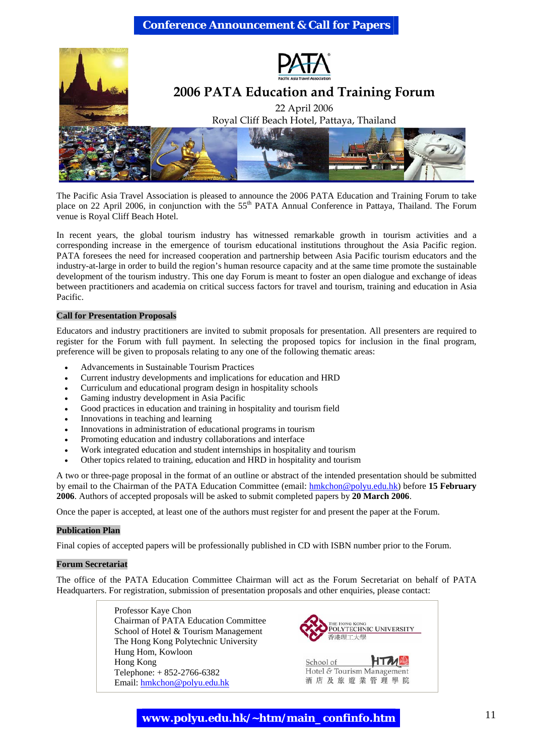# Conference Announcement & Call for Papers

## 2006 PATA Education and Training Forum

22 April 2006
Royal Cliff Beach Hotel, Pattaya, Thailand

The Pacific Asia Travel Association is pleased to announce the 2006 PATA Education and Training Forum to take place on 22 April 2006, in conjunction with the 55th PATA Annual Conference in Pattaya, Thailand. The Forum venue is Royal Cliff Beach Hotel.

In recent years, the global tourism industry has witnessed remarkable growth in tourism activities and a corresponding increase in the emergence of tourism educational institutions throughout the Asia Pacific region. PATA foresees the need for increased cooperation and partnership between Asia Pacific tourism educators and the industry-at-large in order to build the region's human resource capacity and at the same time promote the sustainable development of the tourism industry. This one day Forum is meant to foster an open dialogue and exchange of ideas between practitioners and academia on critical success factors for travel and tourism, training and education in Asia Pacific.

### Call for Presentation Proposals

Educators and industry practitioners are invited to submit proposals for presentation. All presenters are required to register for the Forum with full payment. In selecting the proposed topics for inclusion in the final program, preference will be given to proposals relating to any one of the following thematic areas:

- Advancements in Sustainable Tourism Practices
- Current industry developments and implications for education and HRD
- Curriculum and educational program design in hospitality schools
- Gaming industry development in Asia Pacific
- Good practices in education and training in hospitality and tourism field
- Innovations in teaching and learning
- Innovations in administration of educational programs in tourism
- Promoting education and industry collaborations and interface
- Work integrated education and student internships in hospitality and tourism
- Other topics related to training, education and HRD in hospitality and tourism

A two or three-page proposal in the format of an outline or abstract of the intended presentation should be submitted by email to the Chairman of the PATA Education Committee (email: hmkchon@polyu.edu.hk) before **15 February 2006**. Authors of accepted proposals will be asked to submit completed papers by **20 March 2006**.

Once the paper is accepted, at least one of the authors must register for and present the paper at the Forum.

### Publication Plan

Final copies of accepted papers will be professionally published in CD with ISBN number prior to the Forum.

### Forum Secretariat

The office of the PATA Education Committee Chairman will act as the Forum Secretariat on behalf of PATA Headquarters. For registration, submission of presentation proposals and other enquiries, please contact:

Professor Kaye Chon
Chairman of PATA Education Committee
School of Hotel & Tourism Management
The Hong Kong Polytechnic University
Hung Hom, Kowloon
Hong Kong
Telephone: + 852-2766-6382
Email: hmkchon@polyu.edu.hk

The Hong Kong Polytechnic University 香港理工大學
School of Hotel & Tourism Management 酒店及旅遊業管理學院

**www.polyu.edu.hk/~htm/main_confinfo.htm**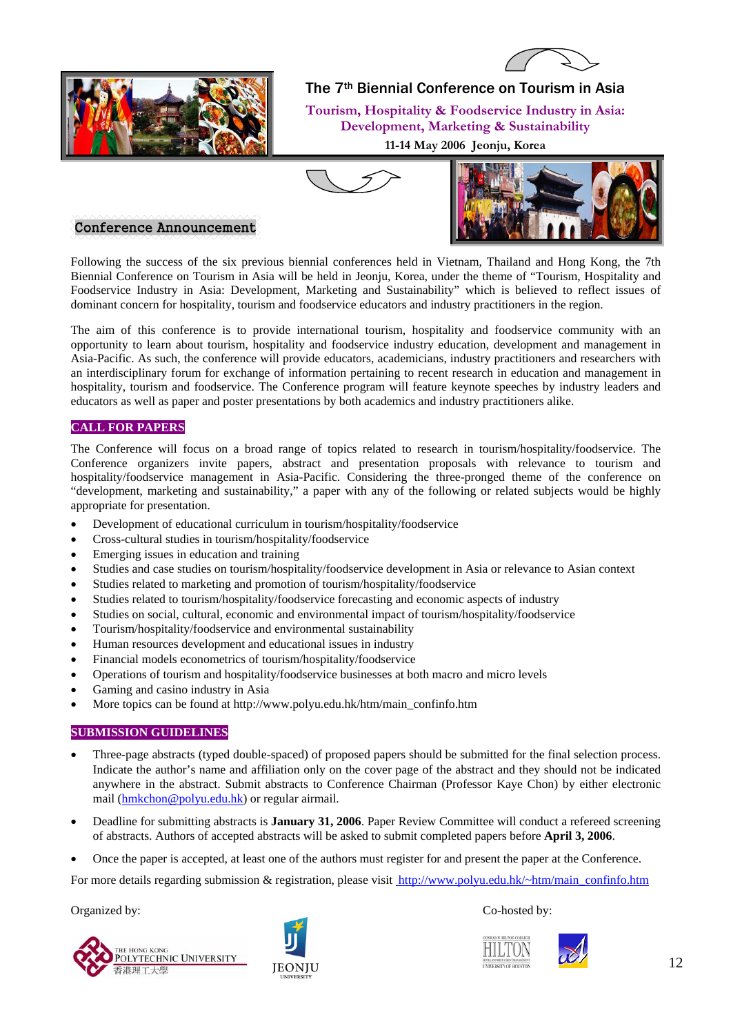# The 7th Biennial Conference on Tourism in Asia

## Tourism, Hospitality & Foodservice Industry in Asia: Development, Marketing & Sustainability

**11-14 May 2006 Jeonju, Korea**

## Conference Announcement

Following the success of the six previous biennial conferences held in Vietnam, Thailand and Hong Kong, the 7th Biennial Conference on Tourism in Asia will be held in Jeonju, Korea, under the theme of "Tourism, Hospitality and Foodservice Industry in Asia: Development, Marketing and Sustainability" which is believed to reflect issues of dominant concern for hospitality, tourism and foodservice educators and industry practitioners in the region.

The aim of this conference is to provide international tourism, hospitality and foodservice community with an opportunity to learn about tourism, hospitality and foodservice industry education, development and management in Asia-Pacific. As such, the conference will provide educators, academicians, industry practitioners and researchers with an interdisciplinary forum for exchange of information pertaining to recent research in education and management in hospitality, tourism and foodservice. The Conference program will feature keynote speeches by industry leaders and educators as well as paper and poster presentations by both academics and industry practitioners alike.

### CALL FOR PAPERS

The Conference will focus on a broad range of topics related to research in tourism/hospitality/foodservice. The Conference organizers invite papers, abstract and presentation proposals with relevance to tourism and hospitality/foodservice management in Asia-Pacific. Considering the three-pronged theme of the conference on "development, marketing and sustainability," a paper with any of the following or related subjects would be highly appropriate for presentation.

- Development of educational curriculum in tourism/hospitality/foodservice
- Cross-cultural studies in tourism/hospitality/foodservice
- Emerging issues in education and training
- Studies and case studies on tourism/hospitality/foodservice development in Asia or relevance to Asian context
- Studies related to marketing and promotion of tourism/hospitality/foodservice
- Studies related to tourism/hospitality/foodservice forecasting and economic aspects of industry
- Studies on social, cultural, economic and environmental impact of tourism/hospitality/foodservice
- Tourism/hospitality/foodservice and environmental sustainability
- Human resources development and educational issues in industry
- Financial models econometrics of tourism/hospitality/foodservice
- Operations of tourism and hospitality/foodservice businesses at both macro and micro levels
- Gaming and casino industry in Asia
- More topics can be found at http://www.polyu.edu.hk/htm/main_confinfo.htm

### SUBMISSION GUIDELINES

- Three-page abstracts (typed double-spaced) of proposed papers should be submitted for the final selection process. Indicate the author's name and affiliation only on the cover page of the abstract and they should not be indicated anywhere in the abstract. Submit abstracts to Conference Chairman (Professor Kaye Chon) by either electronic mail (hmkchon@polyu.edu.hk) or regular airmail.
- Deadline for submitting abstracts is **January 31, 2006**. Paper Review Committee will conduct a refereed screening of abstracts. Authors of accepted abstracts will be asked to submit completed papers before **April 3, 2006**.
- Once the paper is accepted, at least one of the authors must register for and present the paper at the Conference.

For more details regarding submission & registration, please visit http://www.polyu.edu.hk/~htm/main_confinfo.htm

Organized by: The Hong Kong Polytechnic University 香港理工大學; Jeonju University

Co-hosted by: Conrad N. Hilton College, University of Houston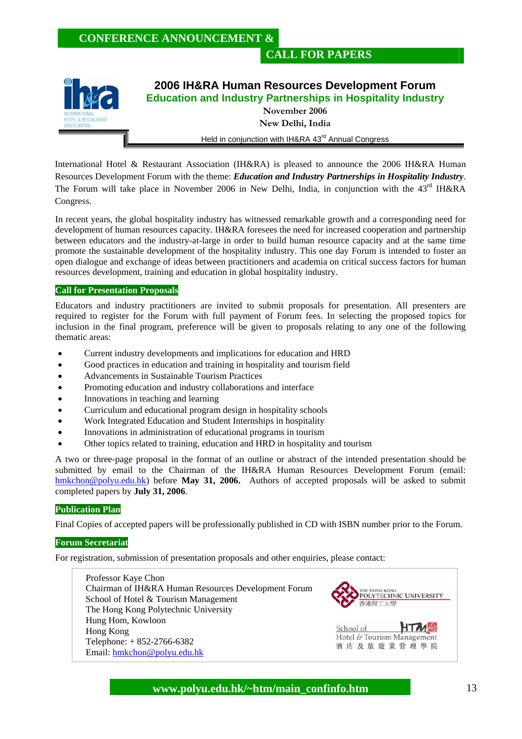**CONFERENCE ANNOUNCEMENT &**

**CALL FOR PAPERS**

# 2006 IH&RA Human Resources Development Forum

## Education and Industry Partnerships in Hospitality Industry

November 2006

New Delhi, India

Held in conjunction with IH&RA 43rd Annual Congress

International Hotel & Restaurant Association (IH&RA) is pleased to announce the 2006 IH&RA Human Resources Development Forum with the theme: ***Education and Industry Partnerships in Hospitality Industry***. The Forum will take place in November 2006 in New Delhi, India, in conjunction with the 43rd IH&RA Congress.

In recent years, the global hospitality industry has witnessed remarkable growth and a corresponding need for development of human resources capacity. IH&RA foresees the need for increased cooperation and partnership between educators and the industry-at-large in order to build human resource capacity and at the same time promote the sustainable development of the hospitality industry. This one day Forum is intended to foster an open dialogue and exchange of ideas between practitioners and academia on critical success factors for human resources development, training and education in global hospitality industry.

### Call for Presentation Proposals

Educators and industry practitioners are invited to submit proposals for presentation. All presenters are required to register for the Forum with full payment of Forum fees. In selecting the proposed topics for inclusion in the final program, preference will be given to proposals relating to any one of the following thematic areas:

- Current industry developments and implications for education and HRD
- Good practices in education and training in hospitality and tourism field
- Advancements in Sustainable Tourism Practices
- Promoting education and industry collaborations and interface
- Innovations in teaching and learning
- Curriculum and educational program design in hospitality schools
- Work Integrated Education and Student Internships in hospitality
- Innovations in administration of educational programs in tourism
- Other topics related to training, education and HRD in hospitality and tourism

A two or three-page proposal in the format of an outline or abstract of the intended presentation should be submitted by email to the Chairman of the IH&RA Human Resources Development Forum (email: hmkchon@polyu.edu.hk) before **May 31, 2006.** Authors of accepted proposals will be asked to submit completed papers by **July 31, 2006**.

### Publication Plan

Final Copies of accepted papers will be professionally published in CD with ISBN number prior to the Forum.

### Forum Secretariat

For registration, submission of presentation proposals and other enquiries, please contact:

Professor Kaye Chon
Chairman of IH&RA Human Resources Development Forum
School of Hotel & Tourism Management
The Hong Kong Polytechnic University
Hung Hom, Kowloon
Hong Kong
Telephone: + 852-2766-6382
Email: hmkchon@polyu.edu.hk

The Hong Kong Polytechnic University 香港理工大學

School of Hotel & Tourism Management 酒店及旅遊業管理學院

**www.polyu.edu.hk/~htm/main_confinfo.htm**